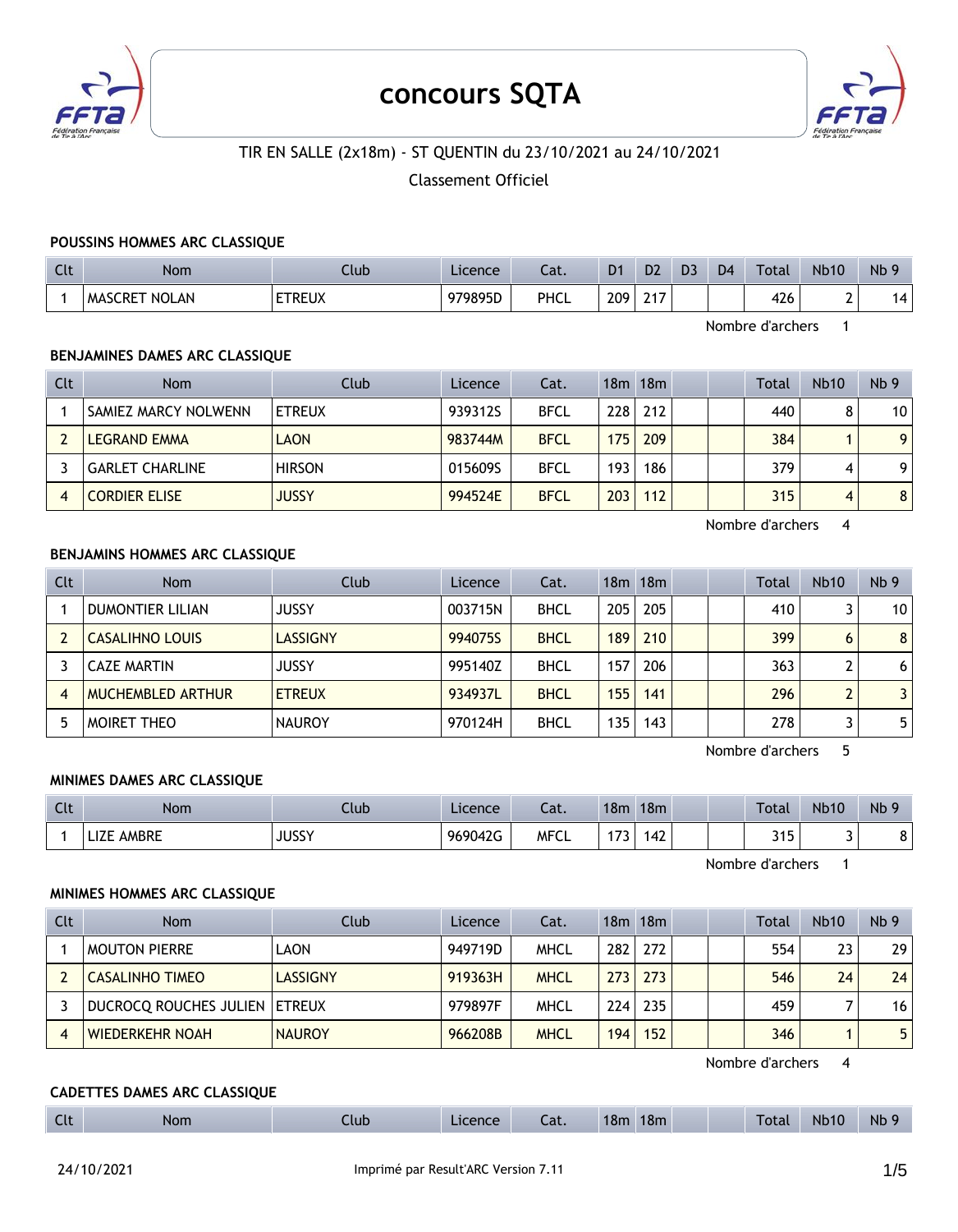# concours SQTA

TIR EN SALLE (2x18m) - ST QUENTIN du 23/10/2021 au 24/10/2021

Classement Officiel

### POUSSINS HOMMES ARC CLASSIQUE

| Clt | Nom | Club | Licence | Cat. | D1 | D2 | D3 | D4 | Total | Nb10 | Nb 9 |
|---|---|---|---|---|---|---|---|---|---|---|---|
| 1 | MASCRET NOLAN | ETREUX | 979895D | PHCL | 209 | 217 | | | 426 | 2 | 14 |

Nombre d'archers 1

### BENJAMINES DAMES ARC CLASSIQUE

| Clt | Nom | Club | Licence | Cat. | 18m | 18m | | | Total | Nb10 | Nb 9 |
|---|---|---|---|---|---|---|---|---|---|---|---|
| 1 | SAMIEZ MARCY NOLWENN | ETREUX | 939312S | BFCL | 228 | 212 | | | 440 | 8 | 10 |
| 2 | LEGRAND EMMA | LAON | 983744M | BFCL | 175 | 209 | | | 384 | 1 | 9 |
| 3 | GARLET CHARLINE | HIRSON | 015609S | BFCL | 193 | 186 | | | 379 | 4 | 9 |
| 4 | CORDIER ELISE | JUSSY | 994524E | BFCL | 203 | 112 | | | 315 | 4 | 8 |

Nombre d'archers 4

### BENJAMINS HOMMES ARC CLASSIQUE

| Clt | Nom | Club | Licence | Cat. | 18m | 18m | | | Total | Nb10 | Nb 9 |
|---|---|---|---|---|---|---|---|---|---|---|---|
| 1 | DUMONTIER LILIAN | JUSSY | 003715N | BHCL | 205 | 205 | | | 410 | 3 | 10 |
| 2 | CASALIHNO LOUIS | LASSIGNY | 994075S | BHCL | 189 | 210 | | | 399 | 6 | 8 |
| 3 | CAZE MARTIN | JUSSY | 995140Z | BHCL | 157 | 206 | | | 363 | 2 | 6 |
| 4 | MUCHEMBLED ARTHUR | ETREUX | 934937L | BHCL | 155 | 141 | | | 296 | 2 | 3 |
| 5 | MOIRET THEO | NAUROY | 970124H | BHCL | 135 | 143 | | | 278 | 3 | 5 |

Nombre d'archers 5

### MINIMES DAMES ARC CLASSIQUE

| Clt | Nom | Club | Licence | Cat. | 18m | 18m | | | Total | Nb10 | Nb 9 |
|---|---|---|---|---|---|---|---|---|---|---|---|
| 1 | LIZE AMBRE | JUSSY | 969042G | MFCL | 173 | 142 | | | 315 | 3 | 8 |

Nombre d'archers 1

### MINIMES HOMMES ARC CLASSIQUE

| Clt | Nom | Club | Licence | Cat. | 18m | 18m | | | Total | Nb10 | Nb 9 |
|---|---|---|---|---|---|---|---|---|---|---|---|
| 1 | MOUTON PIERRE | LAON | 949719D | MHCL | 282 | 272 | | | 554 | 23 | 29 |
| 2 | CASALINHO TIMEO | LASSIGNY | 919363H | MHCL | 273 | 273 | | | 546 | 24 | 24 |
| 3 | DUCROCQ ROUCHES JULIEN | ETREUX | 979897F | MHCL | 224 | 235 | | | 459 | 7 | 16 |
| 4 | WIEDERKEHR NOAH | NAUROY | 966208B | MHCL | 194 | 152 | | | 346 | 1 | 5 |

Nombre d'archers 4

### CADETTES DAMES ARC CLASSIQUE

| Clt | Nom | Club | Licence | Cat. | 18m | 18m | | | Total | Nb10 | Nb 9 |
|---|---|---|---|---|---|---|---|---|---|---|---|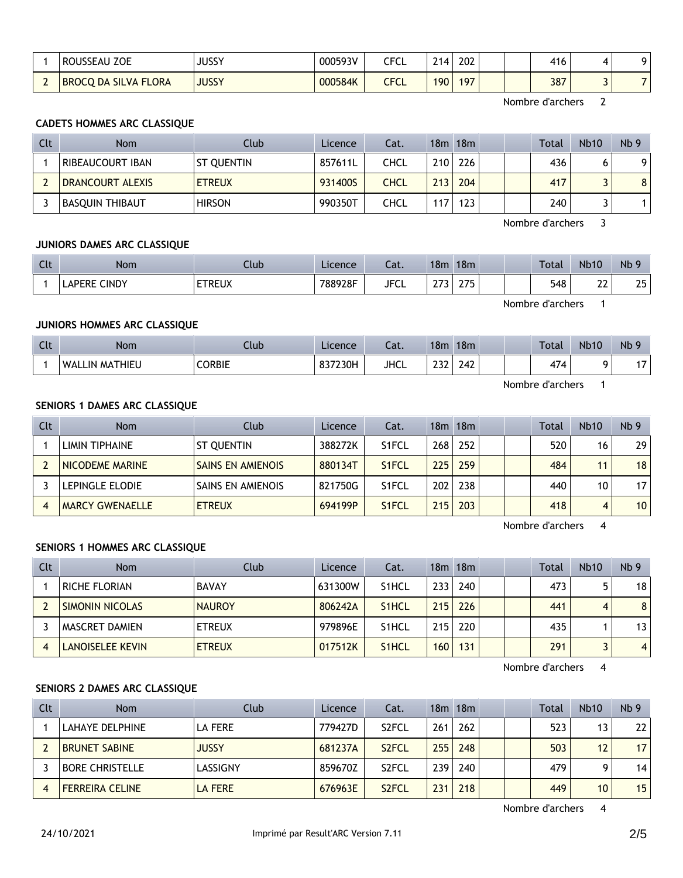| 1 | ROUSSEAU ZOE | JUSSY | 000593V | CFCL | 214 | 202 | | | 416 | 4 | 9 |
|---|---|---|---|---|---|---|---|---|---|---|---|
| 2 | BROCQ DA SILVA FLORA | JUSSY | 000584K | CFCL | 190 | 197 | | | 387 | 3 | 7 |

Nombre d'archers 2

### CADETS HOMMES ARC CLASSIQUE

| Clt | Nom | Club | Licence | Cat. | 18m | 18m | | | Total | Nb10 | Nb 9 |
|---|---|---|---|---|---|---|---|---|---|---|---|
| 1 | RIBEAUCOURT IBAN | ST QUENTIN | 857611L | CHCL | 210 | 226 | | | 436 | 6 | 9 |
| 2 | DRANCOURT ALEXIS | ETREUX | 931400S | CHCL | 213 | 204 | | | 417 | 3 | 8 |
| 3 | BASQUIN THIBAUT | HIRSON | 990350T | CHCL | 117 | 123 | | | 240 | 3 | 1 |

Nombre d'archers 3

### JUNIORS DAMES ARC CLASSIQUE

| Clt | Nom | Club | Licence | Cat. | 18m | 18m | | | Total | Nb10 | Nb 9 |
|---|---|---|---|---|---|---|---|---|---|---|---|
| 1 | LAPERE CINDY | ETREUX | 788928F | JFCL | 273 | 275 | | | 548 | 22 | 25 |

Nombre d'archers 1

### JUNIORS HOMMES ARC CLASSIQUE

| Clt | Nom | Club | Licence | Cat. | 18m | 18m | | | Total | Nb10 | Nb 9 |
|---|---|---|---|---|---|---|---|---|---|---|---|
| 1 | WALLIN MATHIEU | CORBIE | 837230H | JHCL | 232 | 242 | | | 474 | 9 | 17 |

Nombre d'archers 1

### SENIORS 1 DAMES ARC CLASSIQUE

| Clt | Nom | Club | Licence | Cat. | 18m | 18m | | | Total | Nb10 | Nb 9 |
|---|---|---|---|---|---|---|---|---|---|---|---|
| 1 | LIMIN TIPHAINE | ST QUENTIN | 388272K | S1FCL | 268 | 252 | | | 520 | 16 | 29 |
| 2 | NICODEME MARINE | SAINS EN AMIENOIS | 880134T | S1FCL | 225 | 259 | | | 484 | 11 | 18 |
| 3 | LEPINGLE ELODIE | SAINS EN AMIENOIS | 821750G | S1FCL | 202 | 238 | | | 440 | 10 | 17 |
| 4 | MARCY GWENAELLE | ETREUX | 694199P | S1FCL | 215 | 203 | | | 418 | 4 | 10 |

Nombre d'archers 4

### SENIORS 1 HOMMES ARC CLASSIQUE

| Clt | Nom | Club | Licence | Cat. | 18m | 18m | | | Total | Nb10 | Nb 9 |
|---|---|---|---|---|---|---|---|---|---|---|---|
| 1 | RICHE FLORIAN | BAVAY | 631300W | S1HCL | 233 | 240 | | | 473 | 5 | 18 |
| 2 | SIMONIN NICOLAS | NAUROY | 806242A | S1HCL | 215 | 226 | | | 441 | 4 | 8 |
| 3 | MASCRET DAMIEN | ETREUX | 979896E | S1HCL | 215 | 220 | | | 435 | 1 | 13 |
| 4 | LANOISELEE KEVIN | ETREUX | 017512K | S1HCL | 160 | 131 | | | 291 | 3 | 4 |

Nombre d'archers 4

### SENIORS 2 DAMES ARC CLASSIQUE

| Clt | Nom | Club | Licence | Cat. | 18m | 18m | | | Total | Nb10 | Nb 9 |
|---|---|---|---|---|---|---|---|---|---|---|---|
| 1 | LAHAYE DELPHINE | LA FERE | 779427D | S2FCL | 261 | 262 | | | 523 | 13 | 22 |
| 2 | BRUNET SABINE | JUSSY | 681237A | S2FCL | 255 | 248 | | | 503 | 12 | 17 |
| 3 | BORE CHRISTELLE | LASSIGNY | 859670Z | S2FCL | 239 | 240 | | | 479 | 9 | 14 |
| 4 | FERREIRA CELINE | LA FERE | 676963E | S2FCL | 231 | 218 | | | 449 | 10 | 15 |

Nombre d'archers 4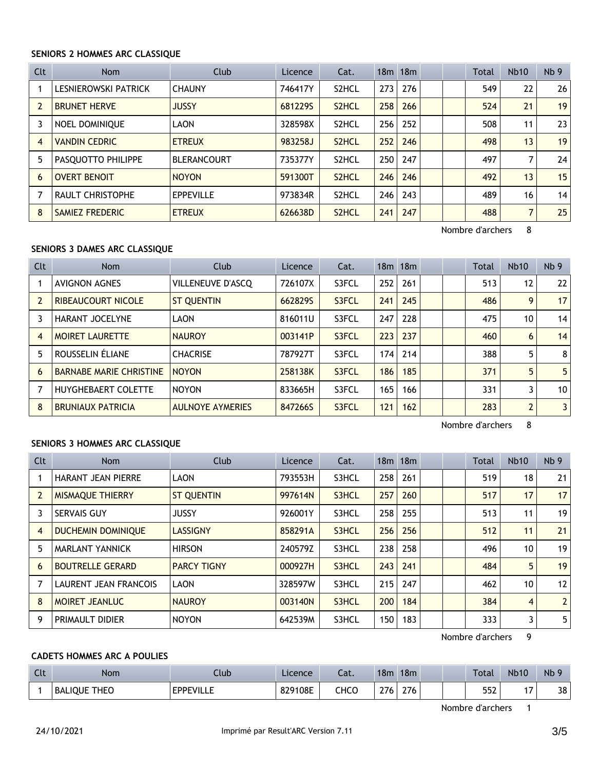#### SENIORS 2 HOMMES ARC CLASSIQUE

| Clt | Nom | Club | Licence | Cat. | 18m | 18m | | | Total | Nb10 | Nb 9 |
|---|---|---|---|---|---|---|---|---|---|---|---|
| 1 | LESNIEROWSKI PATRICK | CHAUNY | 746417Y | S2HCL | 273 | 276 | | | 549 | 22 | 26 |
| 2 | BRUNET HERVE | JUSSY | 681229S | S2HCL | 258 | 266 | | | 524 | 21 | 19 |
| 3 | NOEL DOMINIQUE | LAON | 328598X | S2HCL | 256 | 252 | | | 508 | 11 | 23 |
| 4 | VANDIN CEDRIC | ETREUX | 983258J | S2HCL | 252 | 246 | | | 498 | 13 | 19 |
| 5 | PASQUOTTO PHILIPPE | BLERANCOURT | 735377Y | S2HCL | 250 | 247 | | | 497 | 7 | 24 |
| 6 | OVERT BENOIT | NOYON | 591300T | S2HCL | 246 | 246 | | | 492 | 13 | 15 |
| 7 | RAULT CHRISTOPHE | EPPEVILLE | 973834R | S2HCL | 246 | 243 | | | 489 | 16 | 14 |
| 8 | SAMIEZ FREDERIC | ETREUX | 626638D | S2HCL | 241 | 247 | | | 488 | 7 | 25 |

Nombre d'archers 8

#### SENIORS 3 DAMES ARC CLASSIQUE

| Clt | Nom | Club | Licence | Cat. | 18m | 18m | | | Total | Nb10 | Nb 9 |
|---|---|---|---|---|---|---|---|---|---|---|---|
| 1 | AVIGNON AGNES | VILLENEUVE D'ASCQ | 726107X | S3FCL | 252 | 261 | | | 513 | 12 | 22 |
| 2 | RIBEAUCOURT NICOLE | ST QUENTIN | 662829S | S3FCL | 241 | 245 | | | 486 | 9 | 17 |
| 3 | HARANT JOCELYNE | LAON | 816011U | S3FCL | 247 | 228 | | | 475 | 10 | 14 |
| 4 | MOIRET LAURETTE | NAUROY | 003141P | S3FCL | 223 | 237 | | | 460 | 6 | 14 |
| 5 | ROUSSELIN ÉLIANE | CHACRISE | 787927T | S3FCL | 174 | 214 | | | 388 | 5 | 8 |
| 6 | BARNABE MARIE CHRISTINE | NOYON | 258138K | S3FCL | 186 | 185 | | | 371 | 5 | 5 |
| 7 | HUYGHEBAERT COLETTE | NOYON | 833665H | S3FCL | 165 | 166 | | | 331 | 3 | 10 |
| 8 | BRUNIAUX PATRICIA | AULNOYE AYMERIES | 847266S | S3FCL | 121 | 162 | | | 283 | 2 | 3 |

Nombre d'archers 8

#### SENIORS 3 HOMMES ARC CLASSIQUE

| Clt | Nom | Club | Licence | Cat. | 18m | 18m | | | Total | Nb10 | Nb 9 |
|---|---|---|---|---|---|---|---|---|---|---|---|
| 1 | HARANT JEAN PIERRE | LAON | 793553H | S3HCL | 258 | 261 | | | 519 | 18 | 21 |
| 2 | MISMAQUE THIERRY | ST QUENTIN | 997614N | S3HCL | 257 | 260 | | | 517 | 17 | 17 |
| 3 | SERVAIS GUY | JUSSY | 926001Y | S3HCL | 258 | 255 | | | 513 | 11 | 19 |
| 4 | DUCHEMIN DOMINIQUE | LASSIGNY | 858291A | S3HCL | 256 | 256 | | | 512 | 11 | 21 |
| 5 | MARLANT YANNICK | HIRSON | 240579Z | S3HCL | 238 | 258 | | | 496 | 10 | 19 |
| 6 | BOUTRELLE GERARD | PARCY TIGNY | 000927H | S3HCL | 243 | 241 | | | 484 | 5 | 19 |
| 7 | LAURENT JEAN FRANCOIS | LAON | 328597W | S3HCL | 215 | 247 | | | 462 | 10 | 12 |
| 8 | MOIRET JEANLUC | NAUROY | 003140N | S3HCL | 200 | 184 | | | 384 | 4 | 2 |
| 9 | PRIMAULT DIDIER | NOYON | 642539M | S3HCL | 150 | 183 | | | 333 | 3 | 5 |

Nombre d'archers 9

#### CADETS HOMMES ARC A POULIES

| Clt | Nom | Club | Licence | Cat. | 18m | 18m | | | Total | Nb10 | Nb 9 |
|---|---|---|---|---|---|---|---|---|---|---|---|
| 1 | BALIQUE THEO | EPPEVILLE | 829108E | CHCO | 276 | 276 | | | 552 | 17 | 38 |

Nombre d'archers 1

24/10/2021 Imprimé par Result'ARC Version 7.11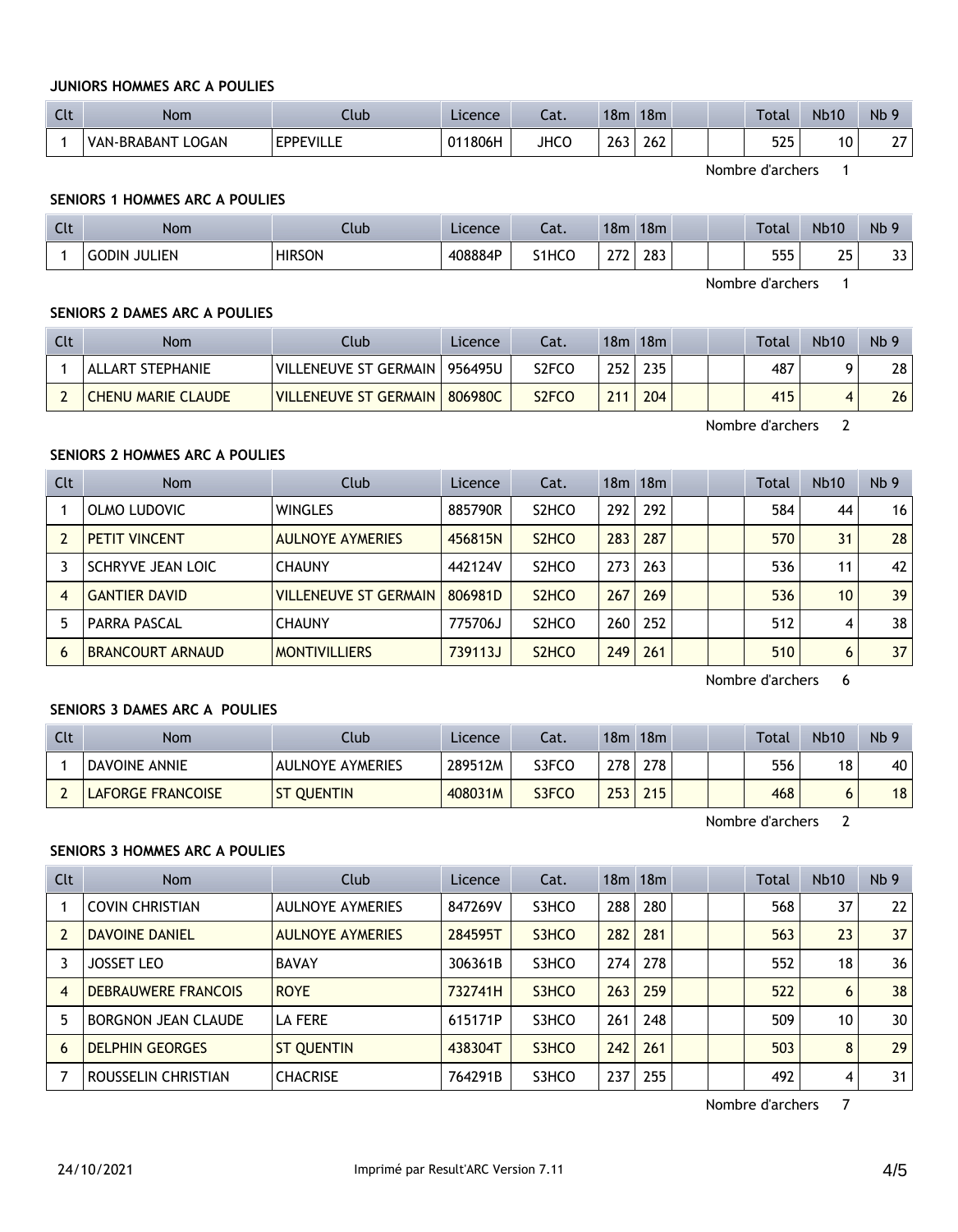**JUNIORS HOMMES ARC A POULIES**

| Clt | Nom | Club | Licence | Cat. | 18m | 18m | | | Total | Nb10 | Nb 9 |
|---|---|---|---|---|---|---|---|---|---|---|---|
| 1 | VAN-BRABANT LOGAN | EPPEVILLE | 011806H | JHCO | 263 | 262 | | | 525 | 10 | 27 |

Nombre d'archers 1

**SENIORS 1 HOMMES ARC A POULIES**

| Clt | Nom | Club | Licence | Cat. | 18m | 18m | | | Total | Nb10 | Nb 9 |
|---|---|---|---|---|---|---|---|---|---|---|---|
| 1 | GODIN JULIEN | HIRSON | 408884P | S1HCO | 272 | 283 | | | 555 | 25 | 33 |

Nombre d'archers 1

**SENIORS 2 DAMES ARC A POULIES**

| Clt | Nom | Club | Licence | Cat. | 18m | 18m | | | Total | Nb10 | Nb 9 |
|---|---|---|---|---|---|---|---|---|---|---|---|
| 1 | ALLART STEPHANIE | VILLENEUVE ST GERMAIN | 956495U | S2FCO | 252 | 235 | | | 487 | 9 | 28 |
| 2 | CHENU MARIE CLAUDE | VILLENEUVE ST GERMAIN | 806980C | S2FCO | 211 | 204 | | | 415 | 4 | 26 |

Nombre d'archers 2

**SENIORS 2 HOMMES ARC A POULIES**

| Clt | Nom | Club | Licence | Cat. | 18m | 18m | | | Total | Nb10 | Nb 9 |
|---|---|---|---|---|---|---|---|---|---|---|---|
| 1 | OLMO LUDOVIC | WINGLES | 885790R | S2HCO | 292 | 292 | | | 584 | 44 | 16 |
| 2 | PETIT VINCENT | AULNOYE AYMERIES | 456815N | S2HCO | 283 | 287 | | | 570 | 31 | 28 |
| 3 | SCHRYVE JEAN LOIC | CHAUNY | 442124V | S2HCO | 273 | 263 | | | 536 | 11 | 42 |
| 4 | GANTIER DAVID | VILLENEUVE ST GERMAIN | 806981D | S2HCO | 267 | 269 | | | 536 | 10 | 39 |
| 5 | PARRA PASCAL | CHAUNY | 775706J | S2HCO | 260 | 252 | | | 512 | 4 | 38 |
| 6 | BRANCOURT ARNAUD | MONTIVILLIERS | 739113J | S2HCO | 249 | 261 | | | 510 | 6 | 37 |

Nombre d'archers 6

**SENIORS 3 DAMES ARC A POULIES**

| Clt | Nom | Club | Licence | Cat. | 18m | 18m | | | Total | Nb10 | Nb 9 |
|---|---|---|---|---|---|---|---|---|---|---|---|
| 1 | DAVOINE ANNIE | AULNOYE AYMERIES | 289512M | S3FCO | 278 | 278 | | | 556 | 18 | 40 |
| 2 | LAFORGE FRANCOISE | ST QUENTIN | 408031M | S3FCO | 253 | 215 | | | 468 | 6 | 18 |

Nombre d'archers 2

**SENIORS 3 HOMMES ARC A POULIES**

| Clt | Nom | Club | Licence | Cat. | 18m | 18m | | | Total | Nb10 | Nb 9 |
|---|---|---|---|---|---|---|---|---|---|---|---|
| 1 | COVIN CHRISTIAN | AULNOYE AYMERIES | 847269V | S3HCO | 288 | 280 | | | 568 | 37 | 22 |
| 2 | DAVOINE DANIEL | AULNOYE AYMERIES | 284595T | S3HCO | 282 | 281 | | | 563 | 23 | 37 |
| 3 | JOSSET LEO | BAVAY | 306361B | S3HCO | 274 | 278 | | | 552 | 18 | 36 |
| 4 | DEBRAUWERE FRANCOIS | ROYE | 732741H | S3HCO | 263 | 259 | | | 522 | 6 | 38 |
| 5 | BORGNON JEAN CLAUDE | LA FERE | 615171P | S3HCO | 261 | 248 | | | 509 | 10 | 30 |
| 6 | DELPHIN GEORGES | ST QUENTIN | 438304T | S3HCO | 242 | 261 | | | 503 | 8 | 29 |
| 7 | ROUSSELIN CHRISTIAN | CHACRISE | 764291B | S3HCO | 237 | 255 | | | 492 | 4 | 31 |

Nombre d'archers 7

24/10/2021 Imprimé par Result'ARC Version 7.11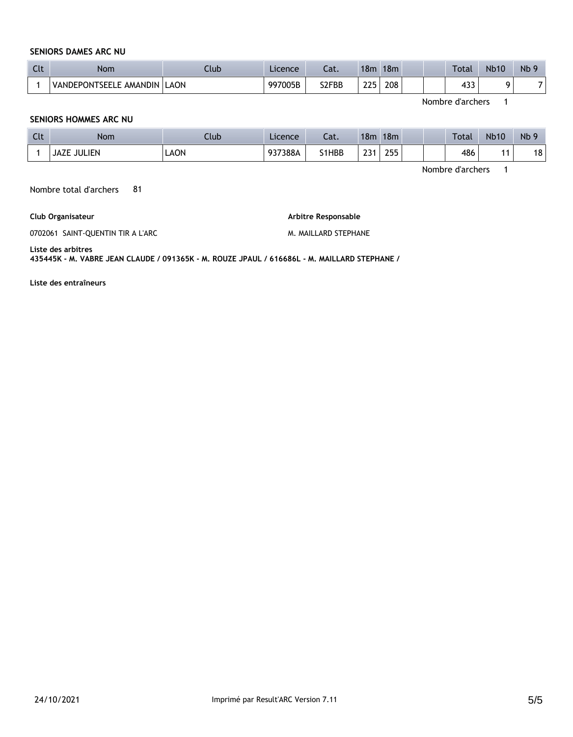### SENIORS DAMES ARC NU

| Clt | Nom | Club | Licence | Cat. | 18m | 18m | | | Total | Nb10 | Nb 9 |
|---|---|---|---|---|---|---|---|---|---|---|---|
| 1 | VANDEPONTSEELE AMANDIN | LAON | 997005B | S2FBB | 225 | 208 | | | 433 | 9 | 7 |

Nombre d'archers 1

### SENIORS HOMMES ARC NU

| Clt | Nom | Club | Licence | Cat. | 18m | 18m | | | Total | Nb10 | Nb 9 |
|---|---|---|---|---|---|---|---|---|---|---|---|
| 1 | JAZE JULIEN | LAON | 937388A | S1HBB | 231 | 255 | | | 486 | 11 | 18 |

Nombre d'archers 1

Nombre total d'archers 81

**Club Organisateur**

0702061 SAINT-QUENTIN TIR A L'ARC

**Arbitre Responsable**

M. MAILLARD STEPHANE

**Liste des arbitres**

**435445K - M. VABRE JEAN CLAUDE / 091365K - M. ROUZE JPAUL / 616686L - M. MAILLARD STEPHANE /**

**Liste des entraîneurs**

24/10/2021 Imprimé par Result'ARC Version 7.11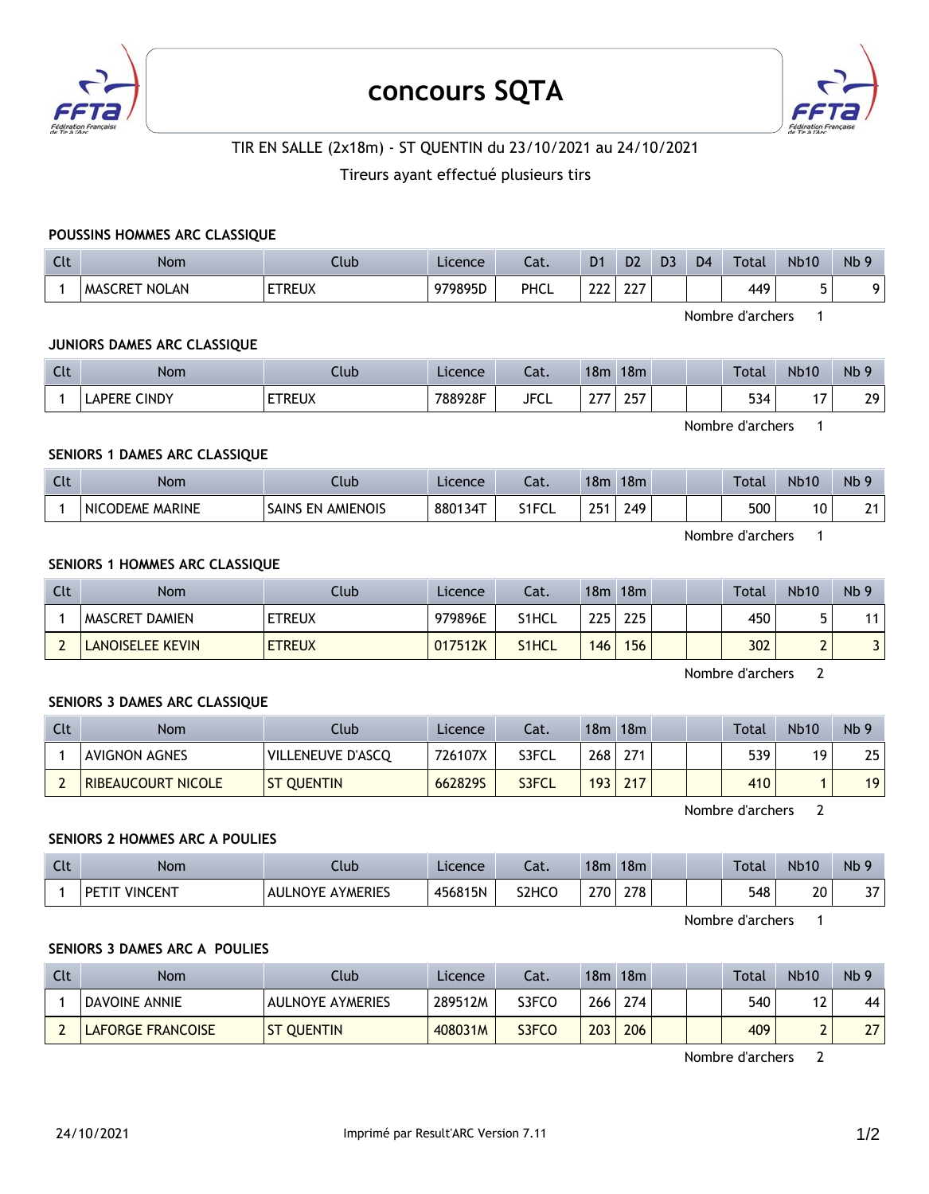# concours SQTA

TIR EN SALLE (2x18m) - ST QUENTIN du 23/10/2021 au 24/10/2021

Tireurs ayant effectué plusieurs tirs

### POUSSINS HOMMES ARC CLASSIQUE

| Clt | Nom | Club | Licence | Cat. | D1 | D2 | D3 | D4 | Total | Nb10 | Nb 9 |
|---|---|---|---|---|---|---|---|---|---|---|---|
| 1 | MASCRET NOLAN | ETREUX | 979895D | PHCL | 222 | 227 | | | 449 | 5 | 9 |

Nombre d'archers 1

### JUNIORS DAMES ARC CLASSIQUE

| Clt | Nom | Club | Licence | Cat. | 18m | 18m | | | Total | Nb10 | Nb 9 |
|---|---|---|---|---|---|---|---|---|---|---|---|
| 1 | LAPERE CINDY | ETREUX | 788928F | JFCL | 277 | 257 | | | 534 | 17 | 29 |

Nombre d'archers 1

### SENIORS 1 DAMES ARC CLASSIQUE

| Clt | Nom | Club | Licence | Cat. | 18m | 18m | | | Total | Nb10 | Nb 9 |
|---|---|---|---|---|---|---|---|---|---|---|---|
| 1 | NICODEME MARINE | SAINS EN AMIENOIS | 880134T | S1FCL | 251 | 249 | | | 500 | 10 | 21 |

Nombre d'archers 1

### SENIORS 1 HOMMES ARC CLASSIQUE

| Clt | Nom | Club | Licence | Cat. | 18m | 18m | | | Total | Nb10 | Nb 9 |
|---|---|---|---|---|---|---|---|---|---|---|---|
| 1 | MASCRET DAMIEN | ETREUX | 979896E | S1HCL | 225 | 225 | | | 450 | 5 | 11 |
| 2 | LANOISELEE KEVIN | ETREUX | 017512K | S1HCL | 146 | 156 | | | 302 | 2 | 3 |

Nombre d'archers 2

### SENIORS 3 DAMES ARC CLASSIQUE

| Clt | Nom | Club | Licence | Cat. | 18m | 18m | | | Total | Nb10 | Nb 9 |
|---|---|---|---|---|---|---|---|---|---|---|---|
| 1 | AVIGNON AGNES | VILLENEUVE D'ASCQ | 726107X | S3FCL | 268 | 271 | | | 539 | 19 | 25 |
| 2 | RIBEAUCOURT NICOLE | ST QUENTIN | 662829S | S3FCL | 193 | 217 | | | 410 | 1 | 19 |

Nombre d'archers 2

### SENIORS 2 HOMMES ARC A POULIES

| Clt | Nom | Club | Licence | Cat. | 18m | 18m | | | Total | Nb10 | Nb 9 |
|---|---|---|---|---|---|---|---|---|---|---|---|
| 1 | PETIT VINCENT | AULNOYE AYMERIES | 456815N | S2HCO | 270 | 278 | | | 548 | 20 | 37 |

Nombre d'archers 1

### SENIORS 3 DAMES ARC A POULIES

| Clt | Nom | Club | Licence | Cat. | 18m | 18m | | | Total | Nb10 | Nb 9 |
|---|---|---|---|---|---|---|---|---|---|---|---|
| 1 | DAVOINE ANNIE | AULNOYE AYMERIES | 289512M | S3FCO | 266 | 274 | | | 540 | 12 | 44 |
| 2 | LAFORGE FRANCOISE | ST QUENTIN | 408031M | S3FCO | 203 | 206 | | | 409 | 2 | 27 |

Nombre d'archers 2

24/10/2021 Imprimé par Result'ARC Version 7.11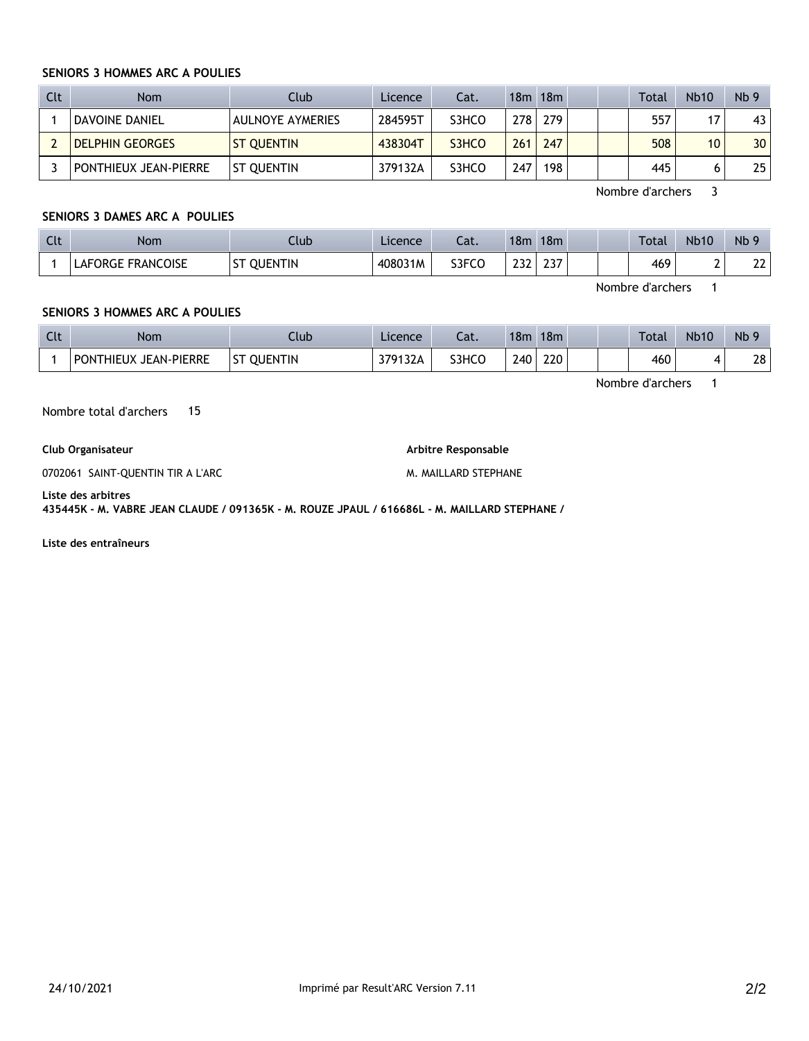**SENIORS 3 HOMMES ARC A POULIES**

| Clt | Nom | Club | Licence | Cat. | 18m | 18m | | | Total | Nb10 | Nb 9 |
|---|---|---|---|---|---|---|---|---|---|---|---|
| 1 | DAVOINE DANIEL | AULNOYE AYMERIES | 284595T | S3HCO | 278 | 279 | | | 557 | 17 | 43 |
| 2 | DELPHIN GEORGES | ST QUENTIN | 438304T | S3HCO | 261 | 247 | | | 508 | 10 | 30 |
| 3 | PONTHIEUX JEAN-PIERRE | ST QUENTIN | 379132A | S3HCO | 247 | 198 | | | 445 | 6 | 25 |

Nombre d'archers 3

**SENIORS 3 DAMES ARC A POULIES**

| Clt | Nom | Club | Licence | Cat. | 18m | 18m | | | Total | Nb10 | Nb 9 |
|---|---|---|---|---|---|---|---|---|---|---|---|
| 1 | LAFORGE FRANCOISE | ST QUENTIN | 408031M | S3FCO | 232 | 237 | | | 469 | 2 | 22 |

Nombre d'archers 1

**SENIORS 3 HOMMES ARC A POULIES**

| Clt | Nom | Club | Licence | Cat. | 18m | 18m | | | Total | Nb10 | Nb 9 |
|---|---|---|---|---|---|---|---|---|---|---|---|
| 1 | PONTHIEUX JEAN-PIERRE | ST QUENTIN | 379132A | S3HCO | 240 | 220 | | | 460 | 4 | 28 |

Nombre d'archers 1

Nombre total d'archers 15

**Club Organisateur**

0702061 SAINT-QUENTIN TIR A L'ARC

**Arbitre Responsable**

M. MAILLARD STEPHANE

**Liste des arbitres**

**435445K - M. VABRE JEAN CLAUDE / 091365K - M. ROUZE JPAUL / 616686L - M. MAILLARD STEPHANE /**

**Liste des entraîneurs**

24/10/2021 Imprimé par Result'ARC Version 7.11